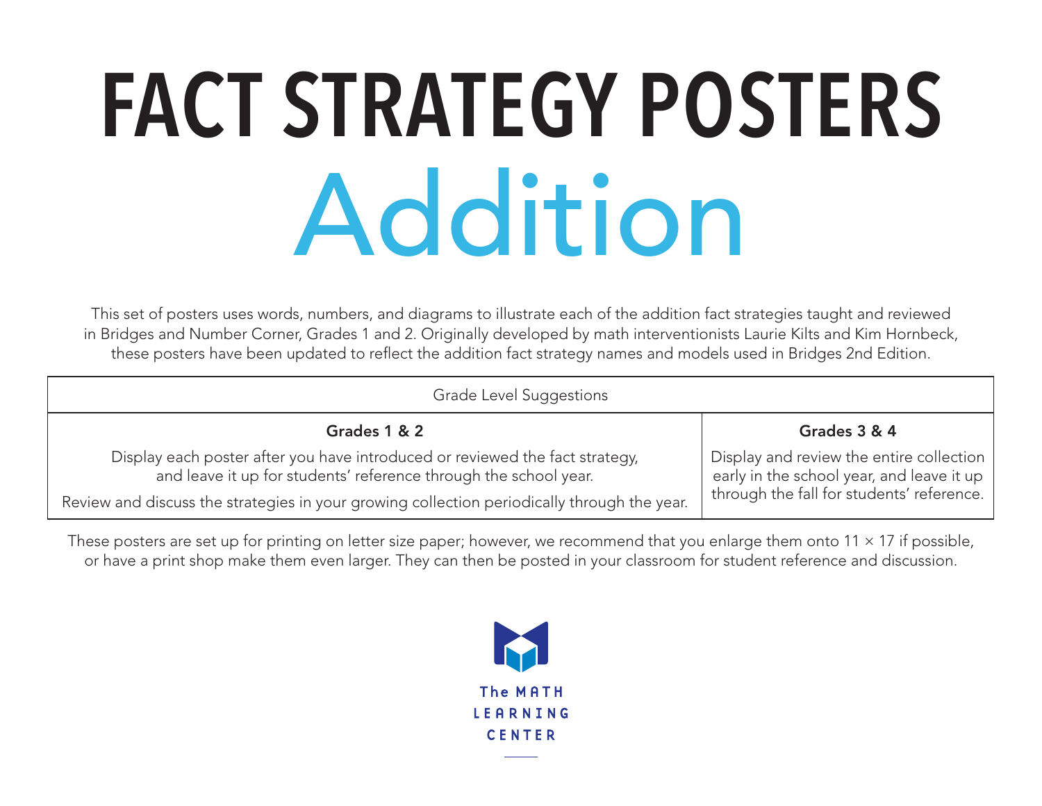# FACT STRATEGY POSTERS
# Addition

This set of posters uses words, numbers, and diagrams to illustrate each of the addition fact strategies taught and reviewed in Bridges and Number Corner, Grades 1 and 2. Originally developed by math interventionists Laurie Kilts and Kim Hornbeck, these posters have been updated to reflect the addition fact strategy names and models used in Bridges 2nd Edition.

| Grade Level Suggestions | |
|---|---|
| **Grades 1 & 2** | **Grades 3 & 4** |
| Display each poster after you have introduced or reviewed the fact strategy, and leave it up for students' reference through the school year. Review and discuss the strategies in your growing collection periodically through the year. | Display and review the entire collection early in the school year, and leave it up through the fall for students' reference. |

These posters are set up for printing on letter size paper; however, we recommend that you enlarge them onto 11 × 17 if possible, or have a print shop make them even larger. They can then be posted in your classroom for student reference and discussion.

The MATH LEARNING CENTER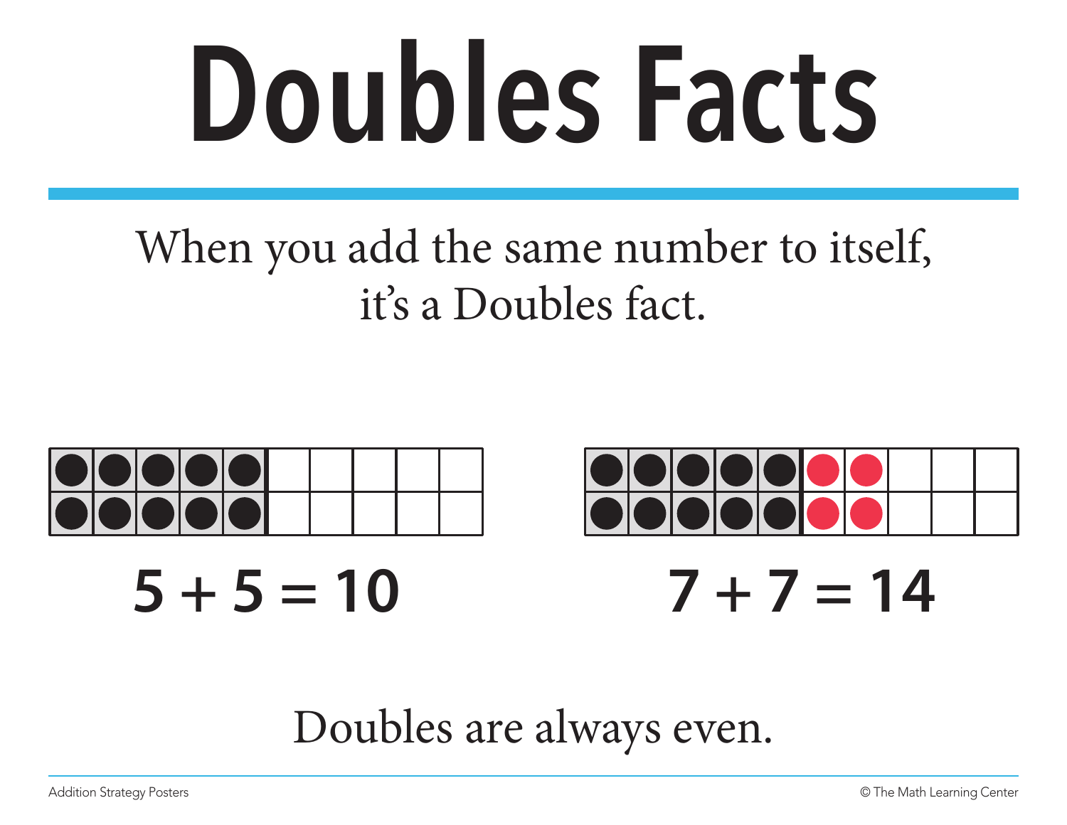# Doubles Facts

When you add the same number to itself, it's a Doubles fact.

$5 + 5 = 10$

$7 + 7 = 14$

Doubles are always even.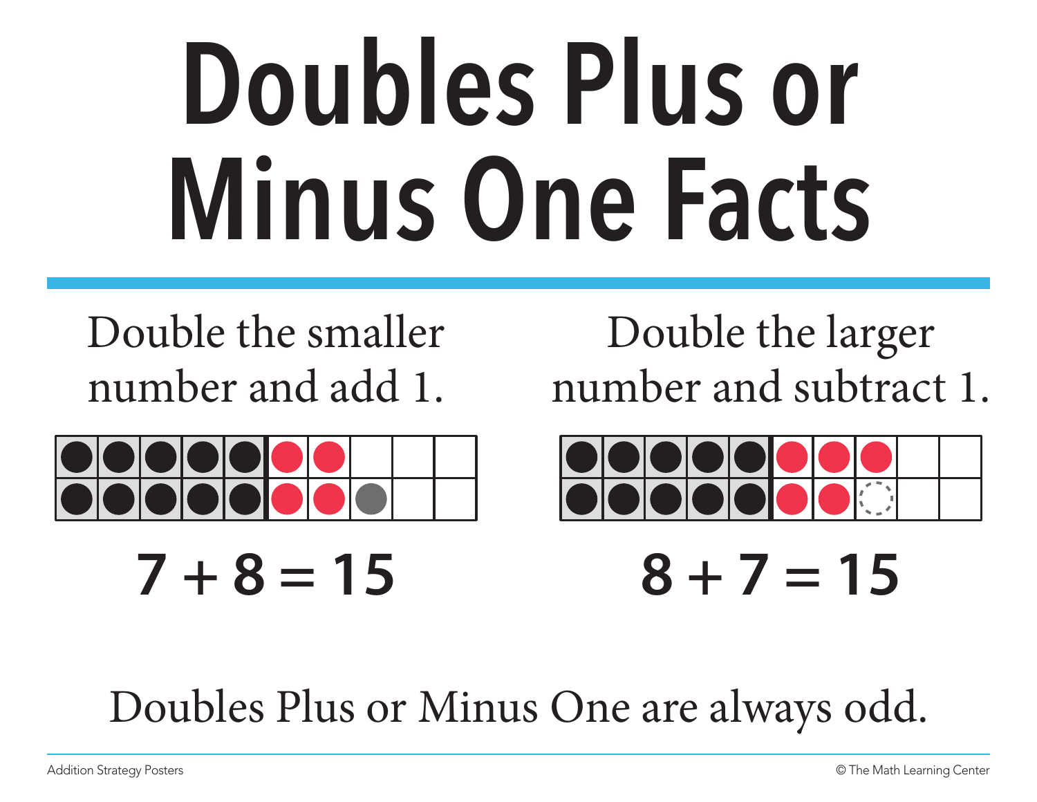# Doubles Plus or Minus One Facts

Double the smaller number and add 1.

$$7 + 8 = 15$$

Double the larger number and subtract 1.

$$8 + 7 = 15$$

Doubles Plus or Minus One are always odd.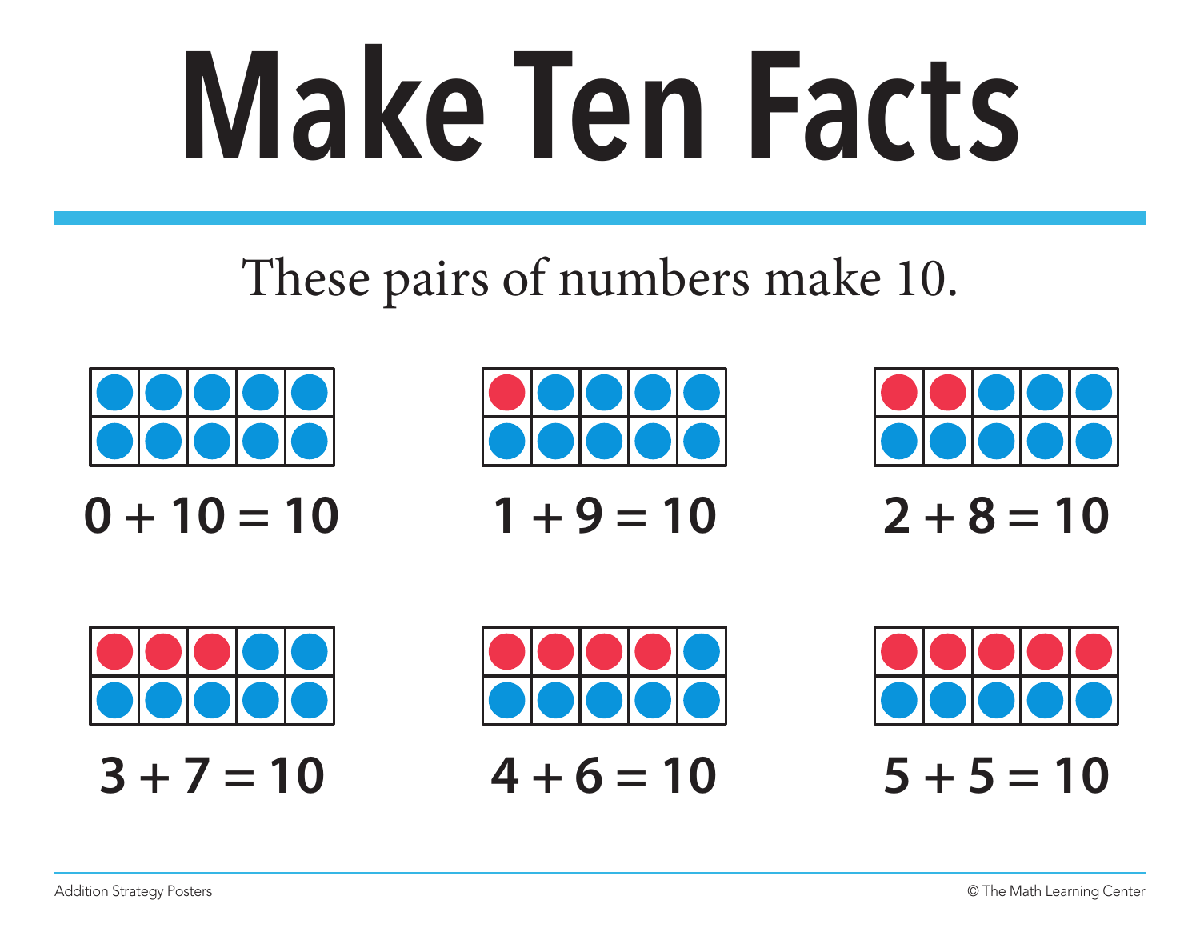# Make Ten Facts

These pairs of numbers make 10.

$0 + 10 = 10$

$1 + 9 = 10$

$2 + 8 = 10$

$3 + 7 = 10$

$4 + 6 = 10$

$5 + 5 = 10$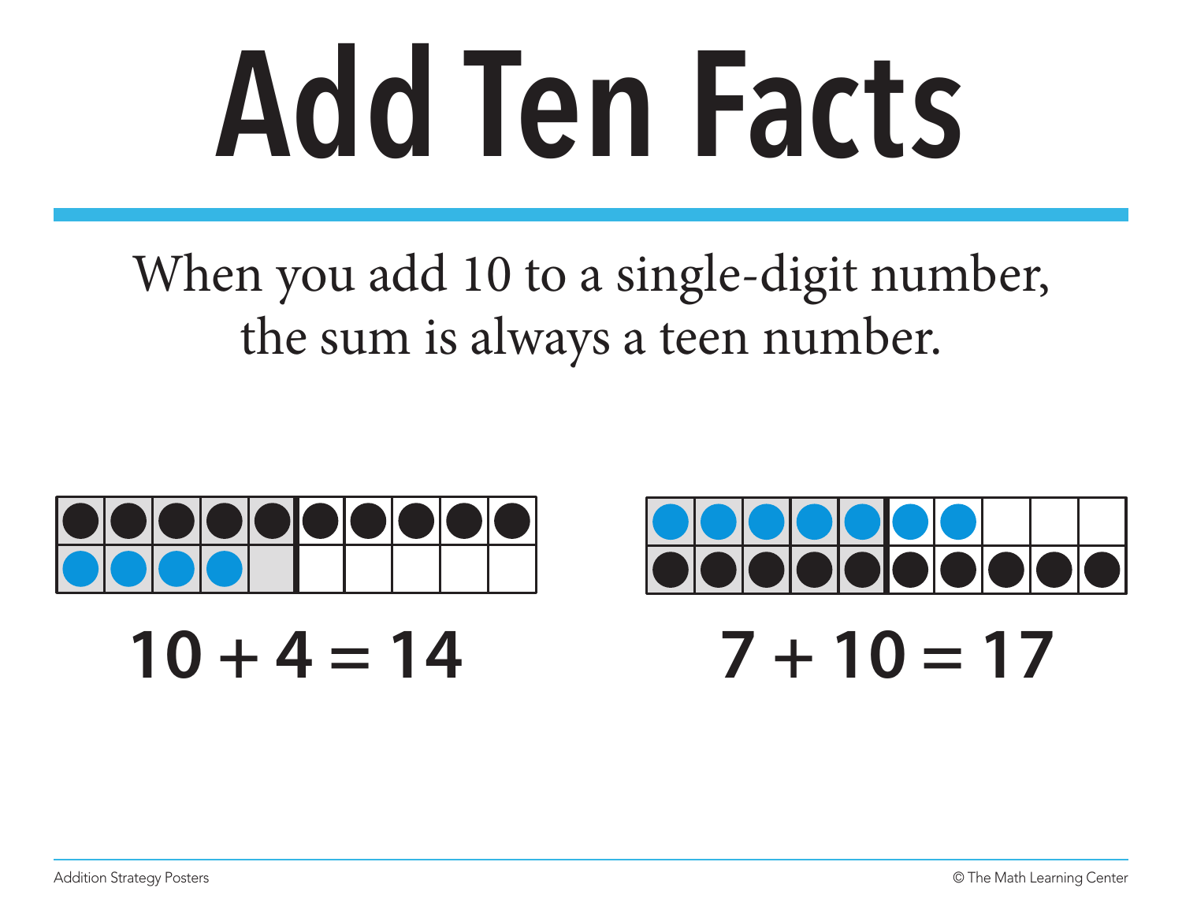# Add Ten Facts

When you add 10 to a single-digit number, the sum is always a teen number.

$10 + 4 = 14$

$7 + 10 = 17$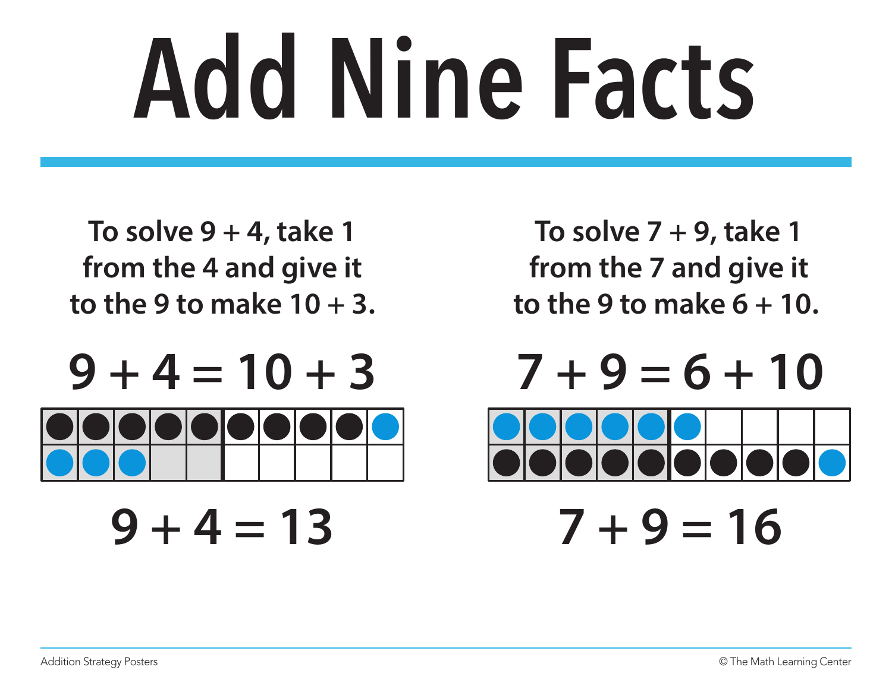# Add Nine Facts

To solve 9 + 4, take 1 from the 4 and give it to the 9 to make 10 + 3.

$$9 + 4 = 10 + 3$$

$$9 + 4 = 13$$

To solve 7 + 9, take 1 from the 7 and give it to the 9 to make 6 + 10.

$$7 + 9 = 6 + 10$$

$$7 + 9 = 16$$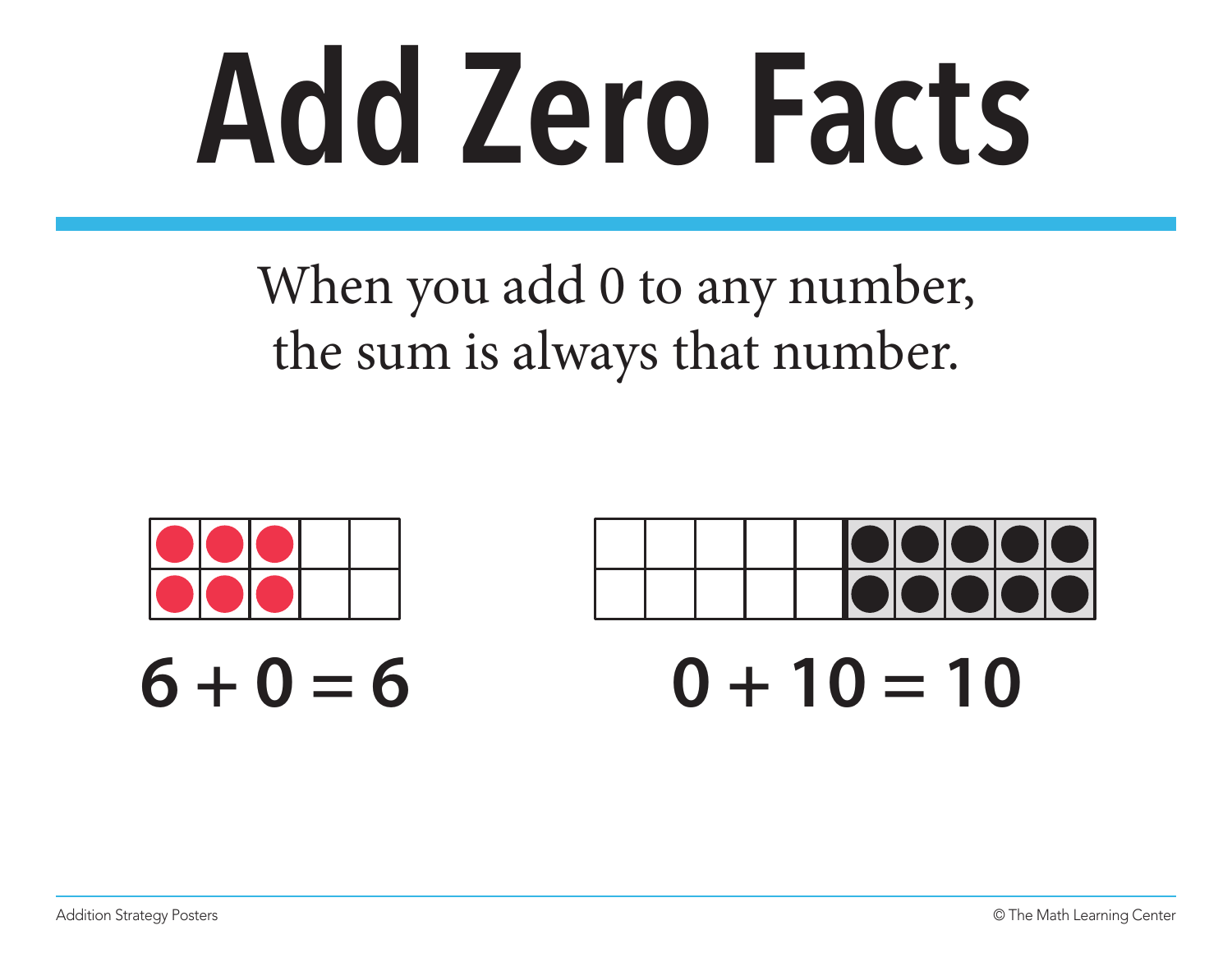# Add Zero Facts

When you add 0 to any number, the sum is always that number.

$6 + 0 = 6$

$0 + 10 = 10$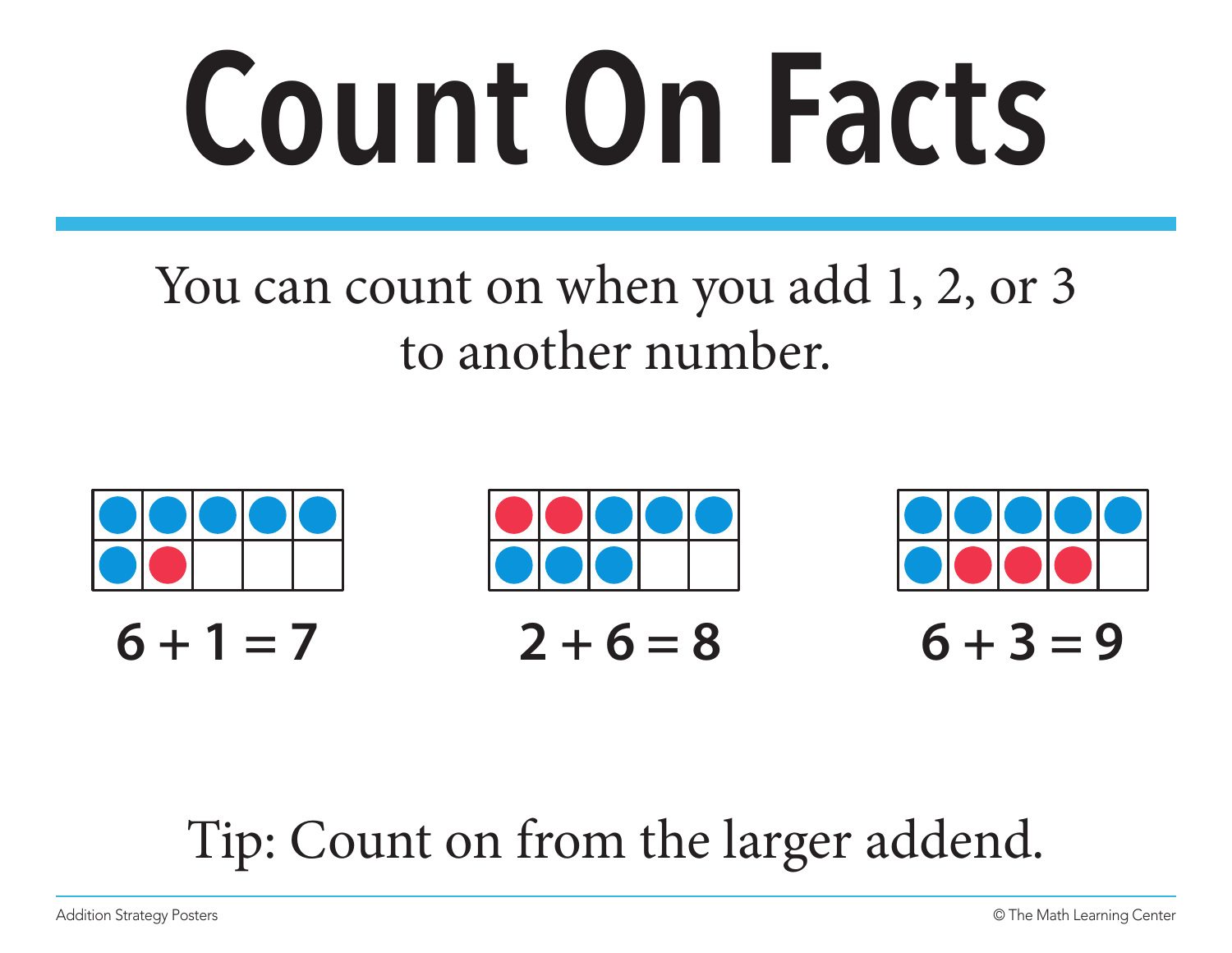# Count On Facts

You can count on when you add 1, 2, or 3 to another number.

$6 + 1 = 7$

$2 + 6 = 8$

$6 + 3 = 9$

Tip: Count on from the larger addend.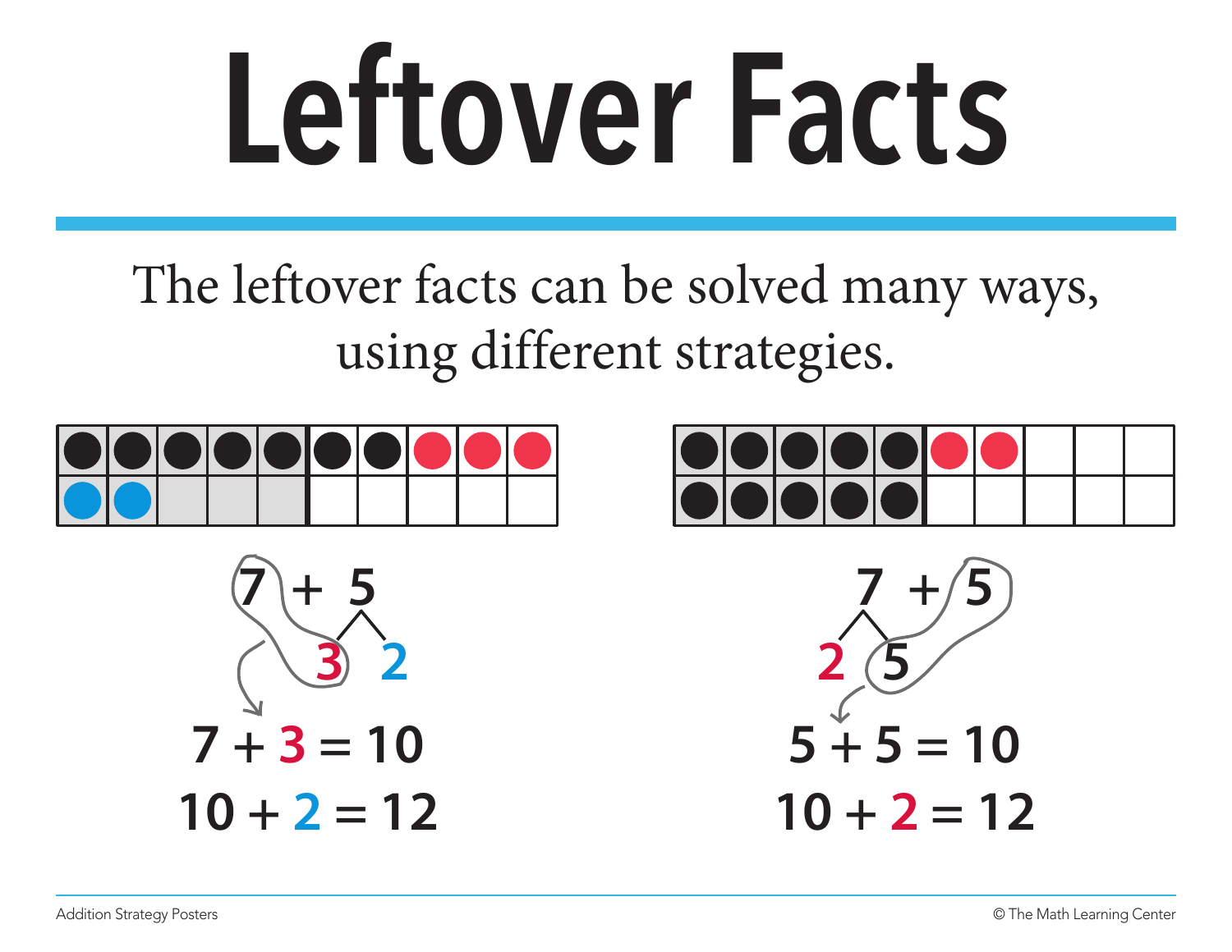# Leftover Facts

The leftover facts can be solved many ways, using different strategies.

$7 + 5$

$5 \rightarrow 3, 2$

$7 + 3 = 10$

$10 + 2 = 12$

$7 + 5$

$7 \rightarrow 2, 5$

$5 + 5 = 10$

$10 + 2 = 12$